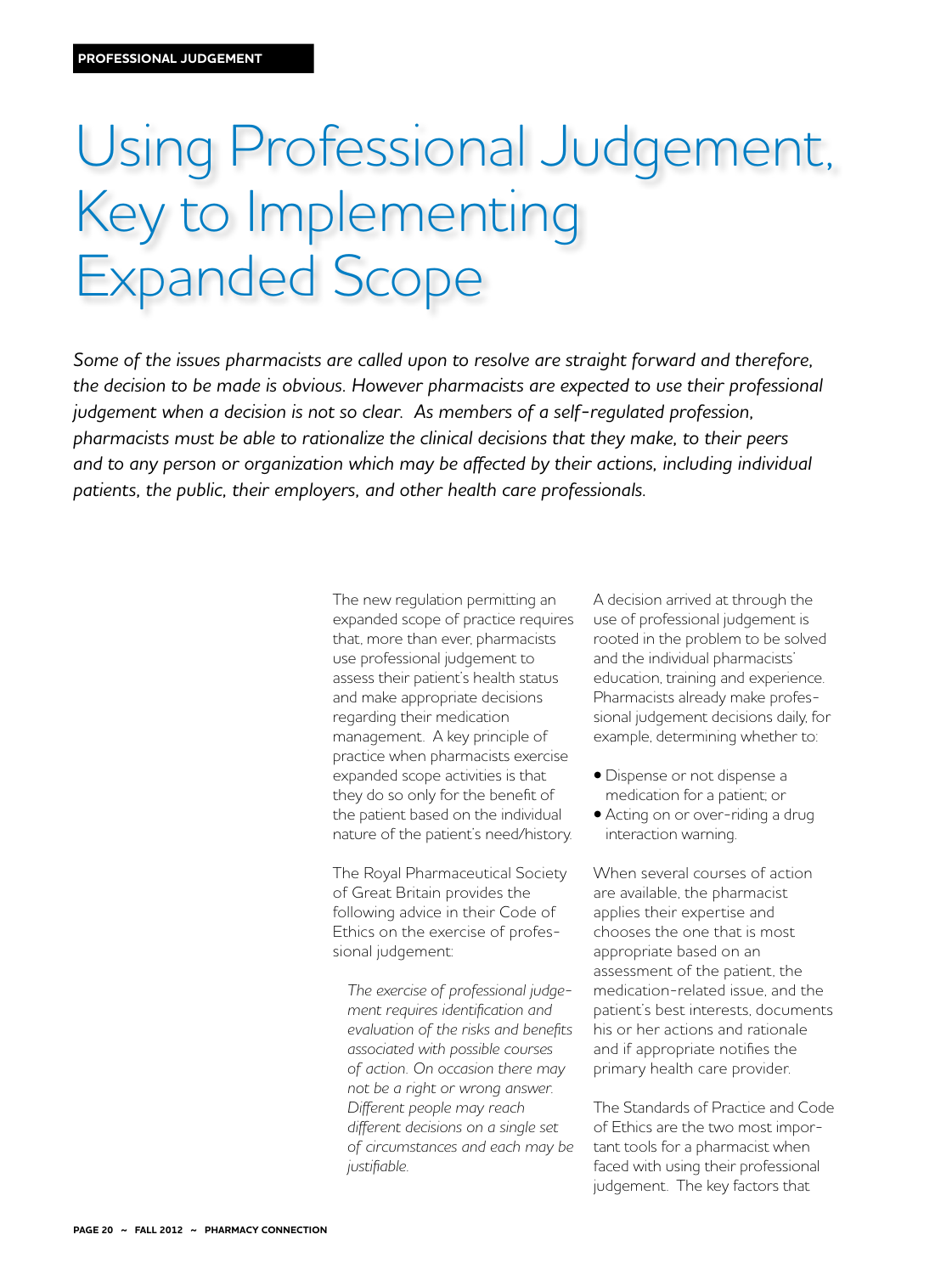**PROFESSIONAL JUDGEMENT**

# Using Professional Judgement, Key to Implementing Expanded Scope

*Some of the issues pharmacists are called upon to resolve are straight forward and therefore, the decision to be made is obvious. However pharmacists are expected to use their professional judgement when a decision is not so clear. As members of a self-regulated profession, pharmacists must be able to rationalize the clinical decisions that they make, to their peers and to any person or organization which may be affected by their actions, including individual patients, the public, their employers, and other health care professionals.*

The new regulation permitting an expanded scope of practice requires that, more than ever, pharmacists use professional judgement to assess their patient's health status and make appropriate decisions regarding their medication management. A key principle of practice when pharmacists exercise expanded scope activities is that they do so only for the benefit of the patient based on the individual nature of the patient's need/history.

The Royal Pharmaceutical Society of Great Britain provides the following advice in their Code of Ethics on the exercise of professional judgement:

> *The exercise of professional judgement requires identification and evaluation of the risks and benefits associated with possible courses of action. On occasion there may not be a right or wrong answer. Different people may reach different decisions on a single set of circumstances and each may be justifiable.*

A decision arrived at through the use of professional judgement is rooted in the problem to be solved and the individual pharmacists' education, training and experience. Pharmacists already make professional judgement decisions daily, for example, determining whether to:

- Dispense or not dispense a medication for a patient; or
- Acting on or over-riding a drug interaction warning.

When several courses of action are available, the pharmacist applies their expertise and chooses the one that is most appropriate based on an assessment of the patient, the medication-related issue, and the patient's best interests, documents his or her actions and rationale and if appropriate notifies the primary health care provider.

The Standards of Practice and Code of Ethics are the two most important tools for a pharmacist when faced with using their professional judgement. The key factors that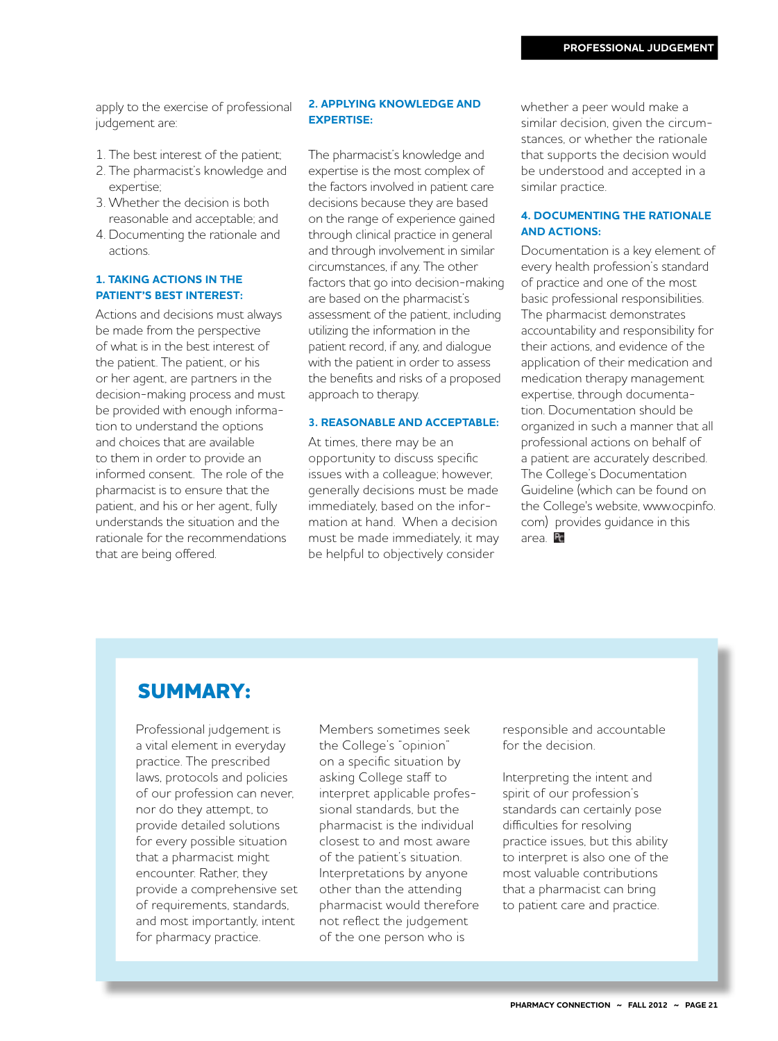apply to the exercise of professional judgement are:

1. The best interest of the patient;
2. The pharmacist's knowledge and expertise;
3. Whether the decision is both reasonable and acceptable; and
4. Documenting the rationale and actions.

### 1. TAKING ACTIONS IN THE PATIENT'S BEST INTEREST:

Actions and decisions must always be made from the perspective of what is in the best interest of the patient. The patient, or his or her agent, are partners in the decision-making process and must be provided with enough information to understand the options and choices that are available to them in order to provide an informed consent. The role of the pharmacist is to ensure that the patient, and his or her agent, fully understands the situation and the rationale for the recommendations that are being offered.

### 2. APPLYING KNOWLEDGE AND EXPERTISE:

The pharmacist's knowledge and expertise is the most complex of the factors involved in patient care decisions because they are based on the range of experience gained through clinical practice in general and through involvement in similar circumstances, if any. The other factors that go into decision-making are based on the pharmacist's assessment of the patient, including utilizing the information in the patient record, if any, and dialogue with the patient in order to assess the benefits and risks of a proposed approach to therapy.

### 3. REASONABLE AND ACCEPTABLE:

At times, there may be an opportunity to discuss specific issues with a colleague; however, generally decisions must be made immediately, based on the information at hand. When a decision must be made immediately, it may be helpful to objectively consider whether a peer would make a similar decision, given the circumstances, or whether the rationale that supports the decision would be understood and accepted in a similar practice.

### 4. DOCUMENTING THE RATIONALE AND ACTIONS:

Documentation is a key element of every health profession's standard of practice and one of the most basic professional responsibilities. The pharmacist demonstrates accountability and responsibility for their actions, and evidence of the application of their medication and medication therapy management expertise, through documentation. Documentation should be organized in such a manner that all professional actions on behalf of a patient are accurately described. The College's Documentation Guideline (which can be found on the College's website, www.ocpinfo.com) provides guidance in this area.

## SUMMARY:

Professional judgement is a vital element in everyday practice. The prescribed laws, protocols and policies of our profession can never, nor do they attempt, to provide detailed solutions for every possible situation that a pharmacist might encounter. Rather, they provide a comprehensive set of requirements, standards, and most importantly, intent for pharmacy practice.

Members sometimes seek the College's "opinion" on a specific situation by asking College staff to interpret applicable professional standards, but the pharmacist is the individual closest to and most aware of the patient's situation. Interpretations by anyone other than the attending pharmacist would therefore not reflect the judgement of the one person who is responsible and accountable for the decision.

Interpreting the intent and spirit of our profession's standards can certainly pose difficulties for resolving practice issues, but this ability to interpret is also one of the most valuable contributions that a pharmacist can bring to patient care and practice.